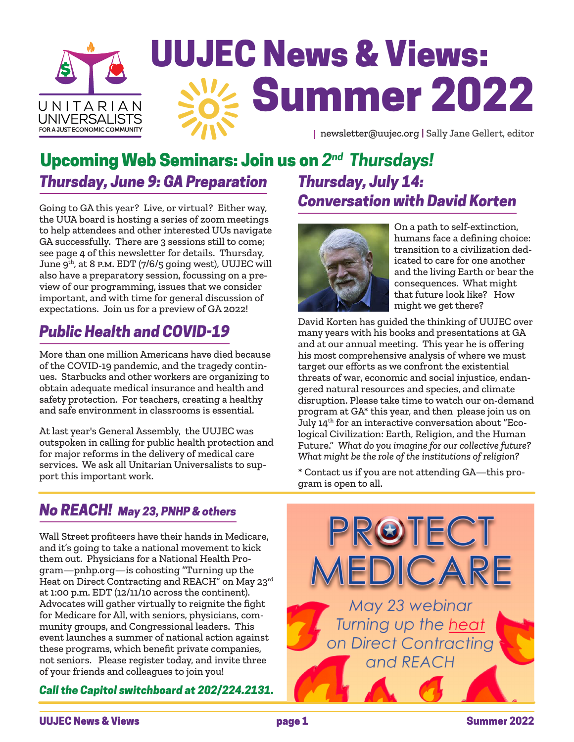# UUJEC News & Views: Summer 2022

UNITARIAN UNIVERSALISTS FOR A JUST ECONOMIC COMMUNITY

| newsletter@uujec.org | Sally Jane Gellert, editor

## Upcoming Web Seminars: Join us on 2nd *Thursdays!*

### *Thursday, June 9: GA Preparation*

Going to GA this year? Live, or virtual? Either way, the UUA board is hosting a series of zoom meetings to help attendees and other interested UUs navigate GA successfully. There are 3 sessions still to come; see page 4 of this newsletter for details. Thursday, June 9th, at 8 P.M. EDT (7/6/5 going west), UUJEC will also have a preparatory session, focussing on a preview of our programming, issues that we consider important, and with time for general discussion of expectations. Join us for a preview of GA 2022!

### *Public Health and COVID-19*

More than one million Americans have died because of the COVID-19 pandemic, and the tragedy continues. Starbucks and other workers are organizing to obtain adequate medical insurance and health and safety protection. For teachers, creating a healthy and safe environment in classrooms is essential.

At last year's General Assembly, the UUJEC was outspoken in calling for public health protection and for major reforms in the delivery of medical care services. We ask all Unitarian Universalists to support this important work.

### *Thursday, July 14: Conversation with David Korten*

On a path to self-extinction, humans face a defining choice: transition to a civilization dedicated to care for one another and the living Earth or bear the consequences. What might that future look like? How might we get there?

David Korten has guided the thinking of UUJEC over many years with his books and presentations at GA and at our annual meeting. This year he is offering his most comprehensive analysis of where we must target our efforts as we confront the existential threats of war, economic and social injustice, endangered natural resources and species, and climate disruption. Please take time to watch our on-demand program at GA* this year, and then please join us on July 14th for an interactive conversation about "Ecological Civilization: Earth, Religion, and the Human Future." *What do you imagine for our collective future? What might be the role of the institutions of religion?*

* Contact us if you are not attending GA—this program is open to all.

### *No REACH! May 23, PNHP & others*

Wall Street profiteers have their hands in Medicare, and it's going to take a national movement to kick them out. Physicians for a National Health Program—pnhp.org—is cohosting "Turning up the Heat on Direct Contracting and REACH" on May 23rd at 1:00 p.m. EDT (12/11/10 across the continent). Advocates will gather virtually to reignite the fight for Medicare for All, with seniors, physicians, community groups, and Congressional leaders. This event launches a summer of national action against these programs, which benefit private companies, not seniors. Please register today, and invite three of your friends and colleagues to join you!

***Call the Capitol switchboard at 202/224.2131.***

PROTECT MEDICARE

May 23 webinar
Turning up the heat on Direct Contracting and REACH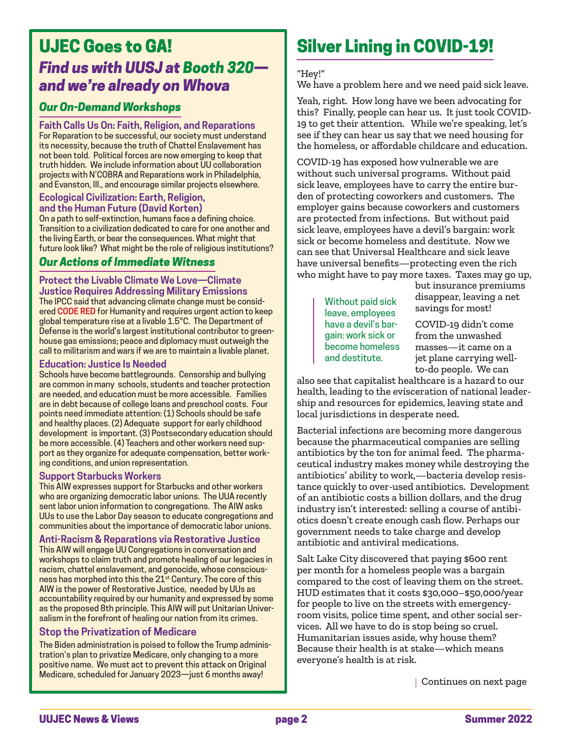## UJEC Goes to GA!

### *Find us with UUSJ at Booth 320—and we're already on Whova*

#### *Our On-Demand Workshops*

**Faith Calls Us On: Faith, Religion, and Reparations**

For Reparation to be successful, our society must understand its necessity, because the truth of Chattel Enslavement has not been told. Political forces are now emerging to keep that truth hidden. We include information about UU collaboration projects with N'COBRA and Reparations work in Philadelphia, and Evanston, Ill., and encourage similar projects elsewhere.

**Ecological Civilization: Earth, Religion, and the Human Future (David Korten)**

On a path to self-extinction, humans face a defining choice. Transition to a civilization dedicated to care for one another and the living Earth, or bear the consequences. What might that future look like? What might be the role of religious institutions?

#### *Our Actions of Immediate Witness*

**Protect the Livable Climate We Love—Climate Justice Requires Addressing Military Emissions**

The IPCC said that advancing climate change must be considered **CODE RED** for Humanity and requires urgent action to keep global temperature rise at a livable 1.5°C. The Department of Defense is the world's largest institutional contributor to greenhouse gas emissions; peace and diplomacy must outweigh the call to militarism and wars if we are to maintain a livable planet.

**Education: Justice Is Needed**

Schools have become battlegrounds. Censorship and bullying are common in many schools, students and teacher protection are needed, and education must be more accessible. Families are in debt because of college loans and preschool costs. Four points need immediate attention: (1) Schools should be safe and healthy places. (2) Adequate support for early childhood development is important. (3) Postsecondary education should be more accessible. (4) Teachers and other workers need support as they organize for adequate compensation, better working conditions, and union representation.

**Support Starbucks Workers**

This AIW expresses support for Starbucks and other workers who are organizing democratic labor unions. The UUA recently sent labor union information to congregations. The AIW asks UUs to use the Labor Day season to educate congregations and communities about the importance of democratic labor unions.

**Anti-Racism & Reparations via Restorative Justice**

This AIW will engage UU Congregations in conversation and workshops to claim truth and promote healing of our legacies in racism, chattel enslavement, and genocide, whose consciousness has morphed into this the 21st Century. The core of this AIW is the power of Restorative Justice, needed by UUs as accountability required by our humanity and expressed by some as the proposed 8th principle. This AIW will put Unitarian Universalism in the forefront of healing our nation from its crimes.

**Stop the Privatization of Medicare**

The Biden administration is poised to follow the Trump administration's plan to privatize Medicare, only changing to a more positive name. We must act to prevent this attack on Original Medicare, scheduled for January 2023—just 6 months away!

## Silver Lining in COVID-19!

"Hey!"
We have a problem here and we need paid sick leave.

Yeah, right. How long have we been advocating for this? Finally, people can hear us. It just took COVID-19 to get their attention. While we're speaking, let's see if they can hear us say that we need housing for the homeless, or affordable childcare and education.

COVID-19 has exposed how vulnerable we are without such universal programs. Without paid sick leave, employees have to carry the entire burden of protecting coworkers and customers. The employer gains because coworkers and customers are protected from infections. But without paid sick leave, employees have a devil's bargain: work sick or become homeless and destitute. Now we can see that Universal Healthcare and sick leave have universal benefits—protecting even the rich who might have to pay more taxes. Taxes may go up, but insurance premiums disappear, leaving a net savings for most!

> Without paid sick leave, employees have a devil's bargain: work sick or become homeless and destitute.

COVID-19 didn't come from the unwashed masses—it came on a jet plane carrying well-to-do people. We can also see that capitalist healthcare is a hazard to our health, leading to the evisceration of national leadership and resources for epidemics, leaving state and local jurisdictions in desperate need.

Bacterial infections are becoming more dangerous because the pharmaceutical companies are selling antibiotics by the ton for animal feed. The pharmaceutical industry makes money while destroying the antibiotics' ability to work,—bacteria develop resistance quickly to over-used antibiotics. Development of an antibiotic costs a billion dollars, and the drug industry isn't interested: selling a course of antibiotics doesn't create enough cash flow. Perhaps our government needs to take charge and develop antibiotic and antiviral medications.

Salt Lake City discovered that paying $600 rent per month for a homeless people was a bargain compared to the cost of leaving them on the street. HUD estimates that it costs $30,000–$50,000/year for people to live on the streets with emergency-room visits, police time spent, and other social services. All we have to do is stop being so cruel. Humanitarian issues aside, why house them? Because their health is at stake—which means everyone's health is at risk.

Continues on next page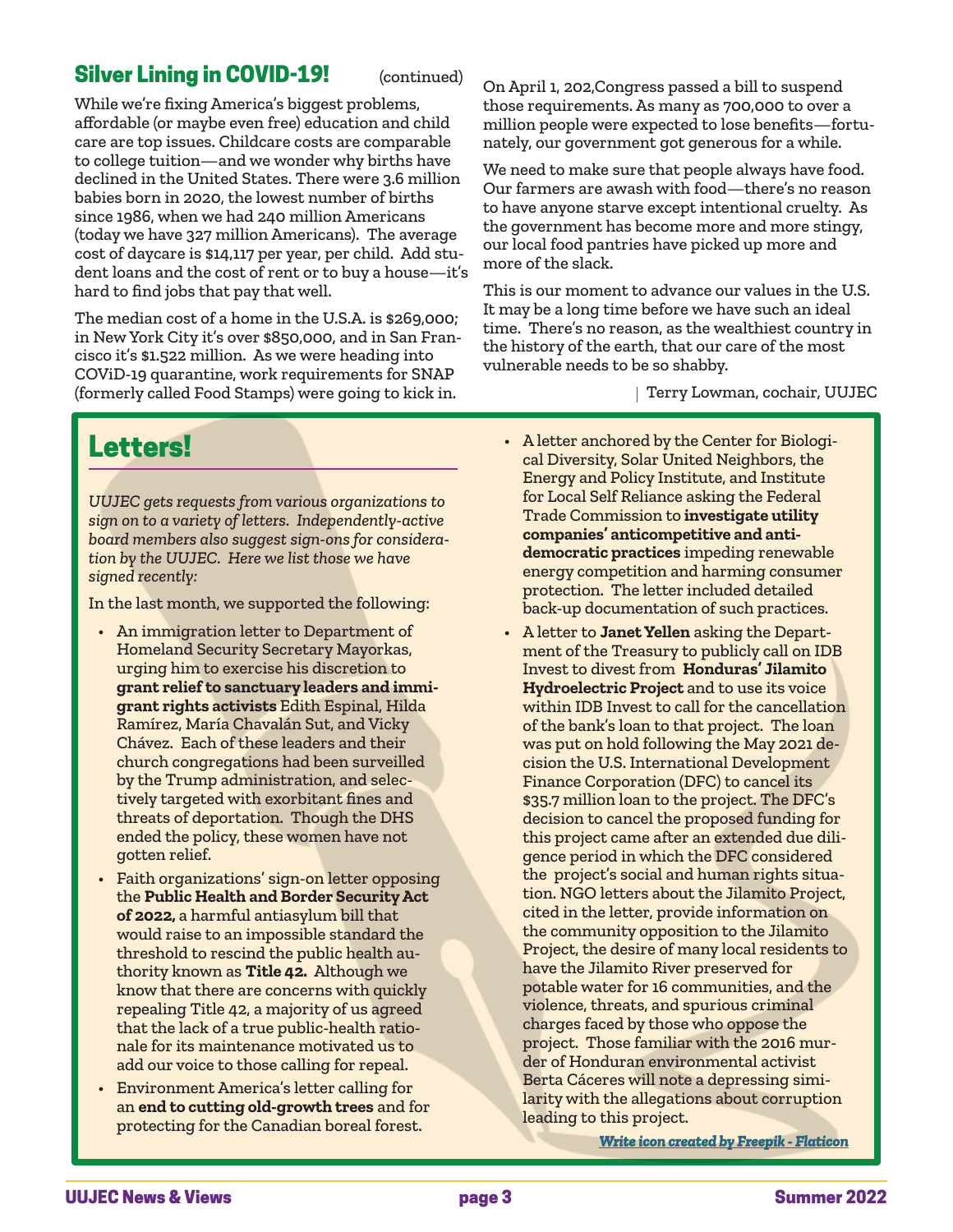## Silver Lining in COVID-19! (continued)

While we're fixing America's biggest problems, affordable (or maybe even free) education and child care are top issues. Childcare costs are comparable to college tuition—and we wonder why births have declined in the United States. There were 3.6 million babies born in 2020, the lowest number of births since 1986, when we had 240 million Americans (today we have 327 million Americans). The average cost of daycare is $14,117 per year, per child. Add student loans and the cost of rent or to buy a house—it's hard to find jobs that pay that well.

The median cost of a home in the U.S.A. is $269,000; in New York City it's over $850,000, and in San Francisco it's $1.522 million. As we were heading into COViD-19 quarantine, work requirements for SNAP (formerly called Food Stamps) were going to kick in. On April 1, 202,Congress passed a bill to suspend those requirements. As many as 700,000 to over a million people were expected to lose benefits—fortunately, our government got generous for a while.

We need to make sure that people always have food. Our farmers are awash with food—there's no reason to have anyone starve except intentional cruelty. As the government has become more and more stingy, our local food pantries have picked up more and more of the slack.

This is our moment to advance our values in the U.S. It may be a long time before we have such an ideal time. There's no reason, as the wealthiest country in the history of the earth, that our care of the most vulnerable needs to be so shabby.

| Terry Lowman, cochair, UUJEC

## Letters!

*UUJEC gets requests from various organizations to sign on to a variety of letters. Independently-active board members also suggest sign-ons for consideration by the UUJEC. Here we list those we have signed recently:*

In the last month, we supported the following:

- An immigration letter to Department of Homeland Security Secretary Mayorkas, urging him to exercise his discretion to **grant relief to sanctuary leaders and immigrant rights activists** Edith Espinal, Hilda Ramírez, María Chavalán Sut, and Vicky Chávez. Each of these leaders and their church congregations had been surveilled by the Trump administration, and selectively targeted with exorbitant fines and threats of deportation. Though the DHS ended the policy, these women have not gotten relief.
- Faith organizations' sign-on letter opposing the **Public Health and Border Security Act of 2022,** a harmful antiasylum bill that would raise to an impossible standard the threshold to rescind the public health authority known as **Title 42.** Although we know that there are concerns with quickly repealing Title 42, a majority of us agreed that the lack of a true public-health rationale for its maintenance motivated us to add our voice to those calling for repeal.
- Environment America's letter calling for an **end to cutting old-growth trees** and for protecting for the Canadian boreal forest.
- A letter anchored by the Center for Biological Diversity, Solar United Neighbors, the Energy and Policy Institute, and Institute for Local Self Reliance asking the Federal Trade Commission to **investigate utility companies' anticompetitive and anti-democratic practices** impeding renewable energy competition and harming consumer protection. The letter included detailed back-up documentation of such practices.
- A letter to **Janet Yellen** asking the Department of the Treasury to publicly call on IDB Invest to divest from **Honduras' Jilamito Hydroelectric Project** and to use its voice within IDB Invest to call for the cancellation of the bank's loan to that project. The loan was put on hold following the May 2021 decision the U.S. International Development Finance Corporation (DFC) to cancel its $35.7 million loan to the project. The DFC's decision to cancel the proposed funding for this project came after an extended due diligence period in which the DFC considered the project's social and human rights situation. NGO letters about the Jilamito Project, cited in the letter, provide information on the community opposition to the Jilamito Project, the desire of many local residents to have the Jilamito River preserved for potable water for 16 communities, and the violence, threats, and spurious criminal charges faced by those who oppose the project. Those familiar with the 2016 murder of Honduran environmental activist Berta Cáceres will note a depressing similarity with the allegations about corruption leading to this project.

*Write icon created by Freepik - Flaticon*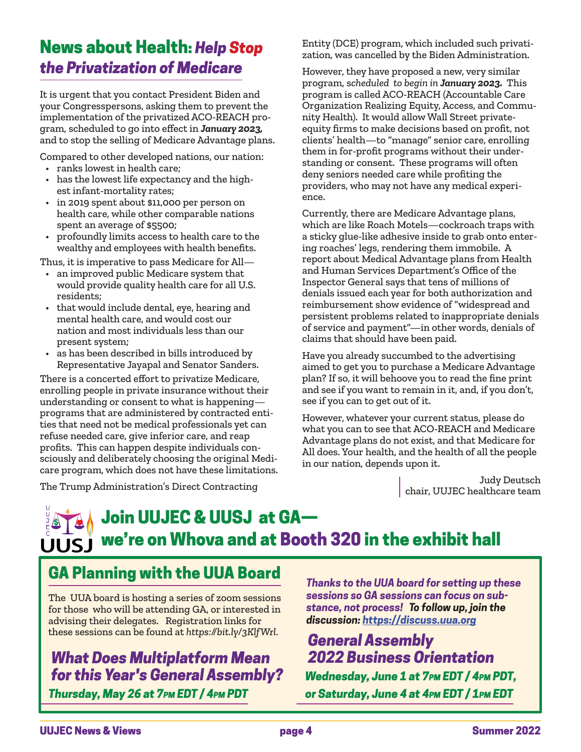## News about Health: *Help Stop the Privatization of Medicare*

It is urgent that you contact President Biden and your Congresspersons, asking them to prevent the implementation of the privatized ACO-REACH program, scheduled to go into effect in ***January 2023,*** and to stop the selling of Medicare Advantage plans.

Compared to other developed nations, our nation:

- ranks lowest in health care;
- has the lowest life expectancy and the highest infant-mortality rates;
- in 2019 spent about $11,000 per person on health care, while other comparable nations spent an average of $5500;
- profoundly limits access to health care to the wealthy and employees with health benefits.

Thus, it is imperative to pass Medicare for All—

- an improved public Medicare system that would provide quality health care for all U.S. residents;
- that would include dental, eye, hearing and mental health care, and would cost our nation and most individuals less than our present system;
- as has been described in bills introduced by Representative Jayapal and Senator Sanders.

There is a concerted effort to privatize Medicare, enrolling people in private insurance without their understanding or consent to what is happening—programs that are administered by contracted entities that need not be medical professionals yet can refuse needed care, give inferior care, and reap profits. This can happen despite individuals consciously and deliberately choosing the original Medicare program, which does not have these limitations.

The Trump Administration's Direct Contracting Entity (DCE) program, which included such privatization, was cancelled by the Biden Administration.

However, they have proposed a new, very similar program, *scheduled to begin in **January 2023.*** This program is called ACO-REACH (Accountable Care Organization Realizing Equity, Access, and Community Health). It would allow Wall Street private-equity firms to make decisions based on profit, not clients' health—to "manage" senior care, enrolling them in for-profit programs without their understanding or consent. These programs will often deny seniors needed care while profiting the providers, who may not have any medical experience.

Currently, there are Medicare Advantage plans, which are like Roach Motels—cockroach traps with a sticky glue-like adhesive inside to grab onto entering roaches' legs, rendering them immobile. A report about Medical Advantage plans from Health and Human Services Department's Office of the Inspector General says that tens of millions of denials issued each year for both authorization and reimbursement show evidence of "widespread and persistent problems related to inappropriate denials of service and payment"—in other words, denials of claims that should have been paid.

Have you already succumbed to the advertising aimed to get you to purchase a Medicare Advantage plan? If so, it will behoove you to read the fine print and see if you want to remain in it, and, if you don't, see if you can to get out of it.

However, whatever your current status, please do what you can to see that ACO-REACH and Medicare Advantage plans do not exist, and that Medicare for All does. Your health, and the health of all the people in our nation, depends upon it.

Judy Deutsch
chair, UUJEC healthcare team

## Join UUJEC & UUSJ at GA— we're on Whova and at Booth 320 in the exhibit hall

### GA Planning with the UUA Board

The UUA board is hosting a series of zoom sessions for those who will be attending GA, or interested in advising their delegates. Registration links for these sessions can be found at *https://bit.ly/3KlfWrl*.

***Thanks to the UUA board for setting up these sessions so GA sessions can focus on substance, not process! To follow up, join the discussion: https://discuss.uua.org***

### *What Does Multiplatform Mean for this Year's General Assembly?*

***Thursday, May 26 at 7PM EDT / 4PM PDT***

### *General Assembly 2022 Business Orientation*

***Wednesday, June 1 at 7PM EDT / 4PM PDT, or Saturday, June 4 at 4PM EDT / 1PM EDT***